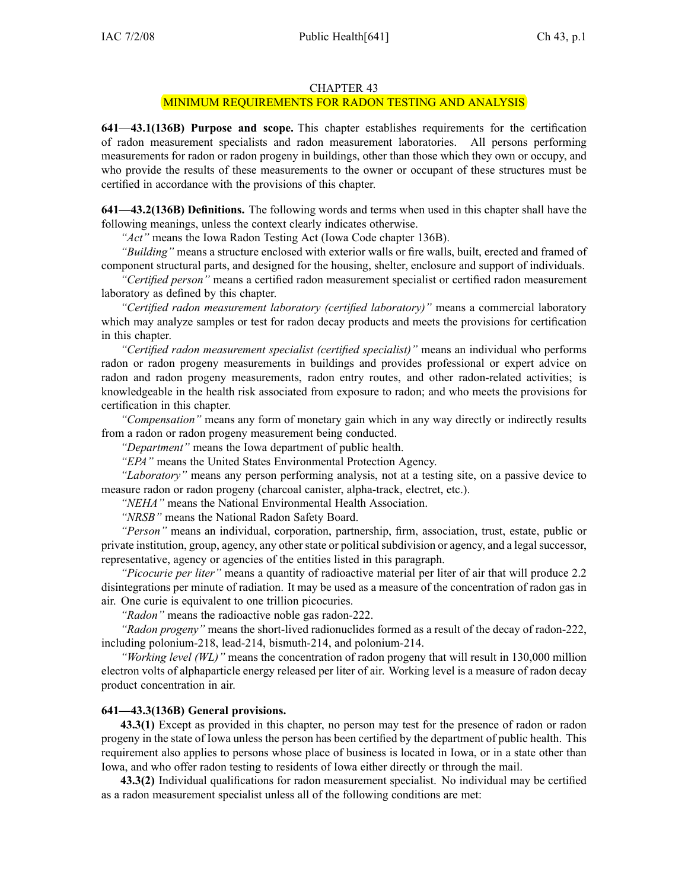# CHAPTER 43

## MINIMUM REQUIREMENTS FOR RADON TESTING AND ANALYSIS

**641—43.1(136B) Purpose and scope.** This chapter establishes requirements for the certification of radon measurement specialists and radon measurement laboratories. All persons performing measurements for radon or radon progeny in buildings, other than those which they own or occupy, and who provide the results of these measurements to the owner or occupant of these structures must be certified in accordance with the provisions of this chapter.

**641—43.2(136B) Definitions.** The following words and terms when used in this chapter shall have the following meanings, unless the context clearly indicates otherwise.

*"Act"* means the Iowa Radon Testing Act (Iowa Code chapter 136B).

*"Building"* means a structure enclosed with exterior walls or fire walls, built, erected and framed of component structural parts, and designed for the housing, shelter, enclosure and support of individuals.

*"Certified person"* means a certified radon measurement specialist or certified radon measurement laboratory as defined by this chapter.

*"Certified radon measurement laboratory (certified laboratory)"* means a commercial laboratory which may analyze samples or test for radon decay products and meets the provisions for certification in this chapter.

*"Certified radon measurement specialist (certified specialist)"* means an individual who performs radon or radon progeny measurements in buildings and provides professional or expert advice on radon and radon progeny measurements, radon entry routes, and other radon-related activities; is knowledgeable in the health risk associated from exposure to radon; and who meets the provisions for certification in this chapter.

*"Compensation"* means any form of monetary gain which in any way directly or indirectly results from a radon or radon progeny measurement being conducted.

*"Department"* means the Iowa department of public health.

*"EPA"* means the United States Environmental Protection Agency.

*"Laboratory"* means any person performing analysis, not at a testing site, on a passive device to measure radon or radon progeny (charcoal canister, alpha-track, electret, etc.).

*"NEHA"* means the National Environmental Health Association.

*"NRSB"* means the National Radon Safety Board.

*"Person"* means an individual, corporation, partnership, firm, association, trust, estate, public or private institution, group, agency, any other state or political subdivision or agency, and a legal successor, representative, agency or agencies of the entities listed in this paragraph.

*"Picocurie per liter"* means a quantity of radioactive material per liter of air that will produce 2.2 disintegrations per minute of radiation. It may be used as a measure of the concentration of radon gas in air. One curie is equivalent to one trillion picocuries.

*"Radon"* means the radioactive noble gas radon-222.

*"Radon progeny"* means the short-lived radionuclides formed as a result of the decay of radon-222, including polonium-218, lead-214, bismuth-214, and polonium-214.

*"Working level (WL)"* means the concentration of radon progeny that will result in 130,000 million electron volts of alphaparticle energy released per liter of air. Working level is a measure of radon decay product concentration in air.

**641—43.3(136B) General provisions.**

**43.3(1)** Except as provided in this chapter, no person may test for the presence of radon or radon progeny in the state of Iowa unless the person has been certified by the department of public health. This requirement also applies to persons whose place of business is located in Iowa, or in a state other than Iowa, and who offer radon testing to residents of Iowa either directly or through the mail.

**43.3(2)** Individual qualifications for radon measurement specialist. No individual may be certified as a radon measurement specialist unless all of the following conditions are met: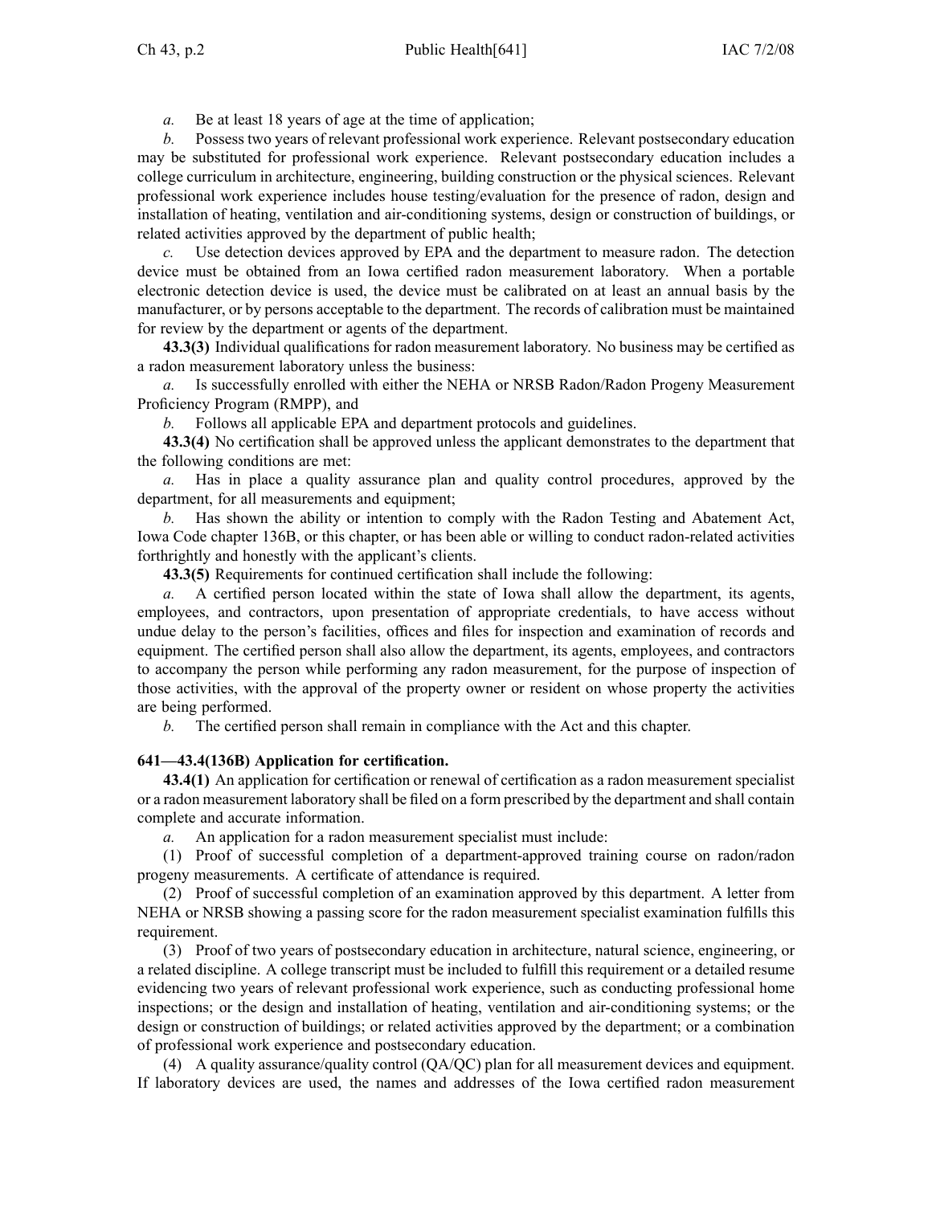*a.* Be at least 18 years of age at the time of application;

*b.* Possess two years of relevant professional work experience. Relevant postsecondary education may be substituted for professional work experience. Relevant postsecondary education includes a college curriculum in architecture, engineering, building construction or the physical sciences. Relevant professional work experience includes house testing/evaluation for the presence of radon, design and installation of heating, ventilation and air-conditioning systems, design or construction of buildings, or related activities approved by the department of public health;

*c.* Use detection devices approved by EPA and the department to measure radon. The detection device must be obtained from an Iowa certified radon measurement laboratory. When a portable electronic detection device is used, the device must be calibrated on at least an annual basis by the manufacturer, or by persons acceptable to the department. The records of calibration must be maintained for review by the department or agents of the department.

**43.3(3)** Individual qualifications for radon measurement laboratory. No business may be certified as a radon measurement laboratory unless the business:

*a.* Is successfully enrolled with either the NEHA or NRSB Radon/Radon Progeny Measurement Proficiency Program (RMPP), and

*b.* Follows all applicable EPA and department protocols and guidelines.

**43.3(4)** No certification shall be approved unless the applicant demonstrates to the department that the following conditions are met:

*a.* Has in place a quality assurance plan and quality control procedures, approved by the department, for all measurements and equipment;

*b.* Has shown the ability or intention to comply with the Radon Testing and Abatement Act, Iowa Code chapter 136B, or this chapter, or has been able or willing to conduct radon-related activities forthrightly and honestly with the applicant's clients.

**43.3(5)** Requirements for continued certification shall include the following:

*a.* A certified person located within the state of Iowa shall allow the department, its agents, employees, and contractors, upon presentation of appropriate credentials, to have access without undue delay to the person's facilities, offices and files for inspection and examination of records and equipment. The certified person shall also allow the department, its agents, employees, and contractors to accompany the person while performing any radon measurement, for the purpose of inspection of those activities, with the approval of the property owner or resident on whose property the activities are being performed.

*b.* The certified person shall remain in compliance with the Act and this chapter.

**641—43.4(136B) Application for certification.**

**43.4(1)** An application for certification or renewal of certification as a radon measurement specialist or a radon measurement laboratory shall be filed on a form prescribed by the department and shall contain complete and accurate information.

*a.* An application for a radon measurement specialist must include:

(1) Proof of successful completion of a department-approved training course on radon/radon progeny measurements. A certificate of attendance is required.

(2) Proof of successful completion of an examination approved by this department. A letter from NEHA or NRSB showing a passing score for the radon measurement specialist examination fulfills this requirement.

(3) Proof of two years of postsecondary education in architecture, natural science, engineering, or a related discipline. A college transcript must be included to fulfill this requirement or a detailed resume evidencing two years of relevant professional work experience, such as conducting professional home inspections; or the design and installation of heating, ventilation and air-conditioning systems; or the design or construction of buildings; or related activities approved by the department; or a combination of professional work experience and postsecondary education.

(4) A quality assurance/quality control (QA/QC) plan for all measurement devices and equipment. If laboratory devices are used, the names and addresses of the Iowa certified radon measurement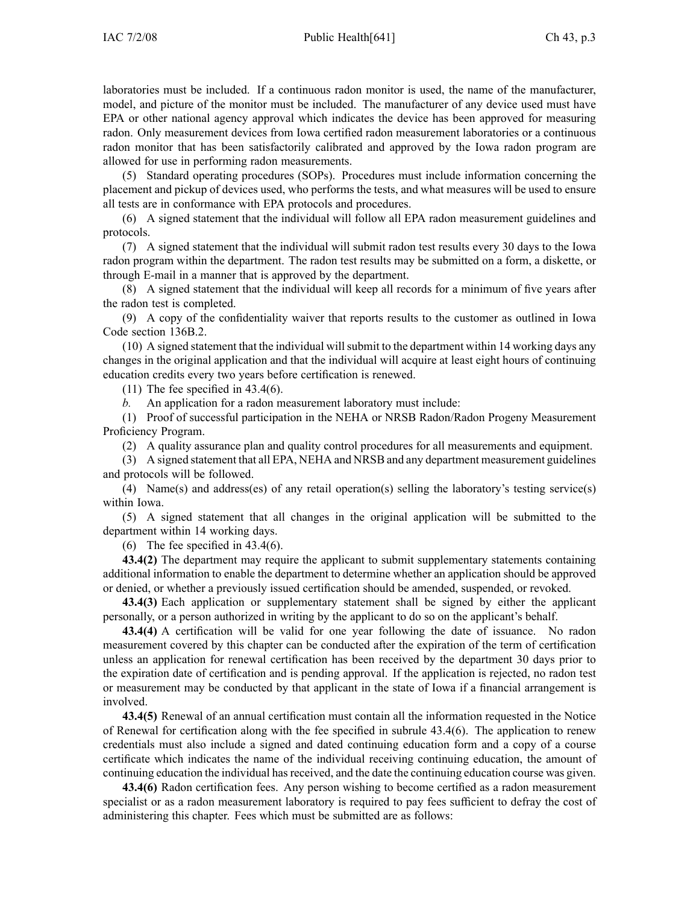laboratories must be included. If a continuous radon monitor is used, the name of the manufacturer, model, and picture of the monitor must be included. The manufacturer of any device used must have EPA or other national agency approval which indicates the device has been approved for measuring radon. Only measurement devices from Iowa certified radon measurement laboratories or a continuous radon monitor that has been satisfactorily calibrated and approved by the Iowa radon program are allowed for use in performing radon measurements.

(5) Standard operating procedures (SOPs). Procedures must include information concerning the placement and pickup of devices used, who performs the tests, and what measures will be used to ensure all tests are in conformance with EPA protocols and procedures.

(6) A signed statement that the individual will follow all EPA radon measurement guidelines and protocols.

(7) A signed statement that the individual will submit radon test results every 30 days to the Iowa radon program within the department. The radon test results may be submitted on a form, a diskette, or through E-mail in a manner that is approved by the department.

(8) A signed statement that the individual will keep all records for a minimum of five years after the radon test is completed.

(9) A copy of the confidentiality waiver that reports results to the customer as outlined in Iowa Code section 136B.2.

(10) A signed statement that the individual will submit to the department within 14 working days any changes in the original application and that the individual will acquire at least eight hours of continuing education credits every two years before certification is renewed.

(11) The fee specified in 43.4(6).

*b.* An application for a radon measurement laboratory must include:

(1) Proof of successful participation in the NEHA or NRSB Radon/Radon Progeny Measurement Proficiency Program.

(2) A quality assurance plan and quality control procedures for all measurements and equipment.

(3) A signed statement that all EPA, NEHA and NRSB and any department measurement guidelines and protocols will be followed.

(4) Name(s) and address(es) of any retail operation(s) selling the laboratory's testing service(s) within Iowa.

(5) A signed statement that all changes in the original application will be submitted to the department within 14 working days.

(6) The fee specified in 43.4(6).

**43.4(2)** The department may require the applicant to submit supplementary statements containing additional information to enable the department to determine whether an application should be approved or denied, or whether a previously issued certification should be amended, suspended, or revoked.

**43.4(3)** Each application or supplementary statement shall be signed by either the applicant personally, or a person authorized in writing by the applicant to do so on the applicant's behalf.

**43.4(4)** A certification will be valid for one year following the date of issuance. No radon measurement covered by this chapter can be conducted after the expiration of the term of certification unless an application for renewal certification has been received by the department 30 days prior to the expiration date of certification and is pending approval. If the application is rejected, no radon test or measurement may be conducted by that applicant in the state of Iowa if a financial arrangement is involved.

**43.4(5)** Renewal of an annual certification must contain all the information requested in the Notice of Renewal for certification along with the fee specified in subrule 43.4(6). The application to renew credentials must also include a signed and dated continuing education form and a copy of a course certificate which indicates the name of the individual receiving continuing education, the amount of continuing education the individual has received, and the date the continuing education course was given.

**43.4(6)** Radon certification fees. Any person wishing to become certified as a radon measurement specialist or as a radon measurement laboratory is required to pay fees sufficient to defray the cost of administering this chapter. Fees which must be submitted are as follows: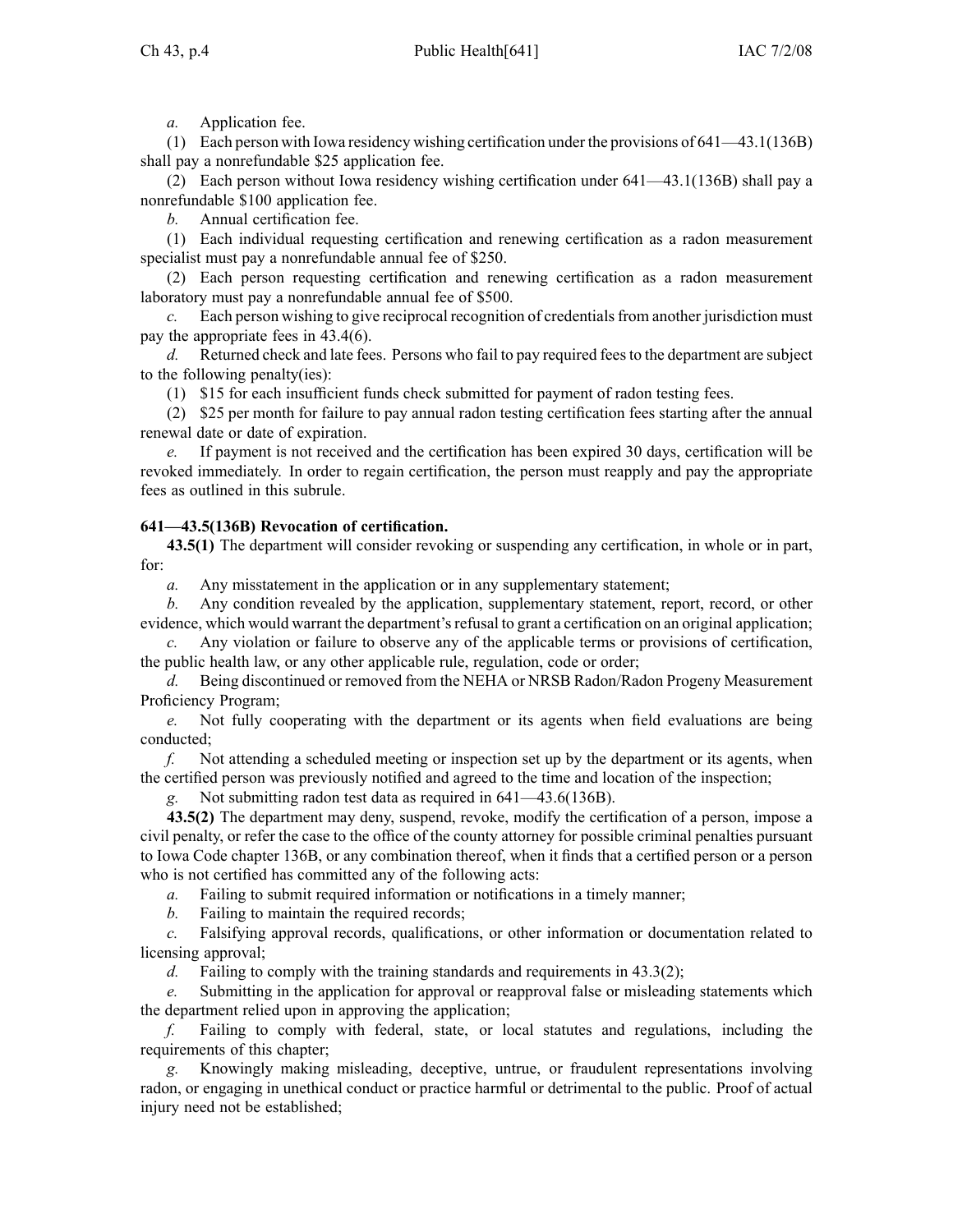*a.* Application fee.

(1) Each person with Iowa residency wishing certification under the provisions of 641—43.1(136B) shall pay a nonrefundable $25 application fee.

(2) Each person without Iowa residency wishing certification under 641—43.1(136B) shall pay a nonrefundable $100 application fee.

*b.* Annual certification fee.

(1) Each individual requesting certification and renewing certification as a radon measurement specialist must pay a nonrefundable annual fee of $250.

(2) Each person requesting certification and renewing certification as a radon measurement laboratory must pay a nonrefundable annual fee of $500.

*c.* Each person wishing to give reciprocal recognition of credentials from another jurisdiction must pay the appropriate fees in 43.4(6).

*d.* Returned check and late fees. Persons who fail to pay required fees to the department are subject to the following penalty(ies):

(1) $15 for each insufficient funds check submitted for payment of radon testing fees.

(2) $25 per month for failure to pay annual radon testing certification fees starting after the annual renewal date or date of expiration.

*e.* If payment is not received and the certification has been expired 30 days, certification will be revoked immediately. In order to regain certification, the person must reapply and pay the appropriate fees as outlined in this subrule.

**641—43.5(136B) Revocation of certification.**

**43.5(1)** The department will consider revoking or suspending any certification, in whole or in part, for:

*a.* Any misstatement in the application or in any supplementary statement;

*b.* Any condition revealed by the application, supplementary statement, report, record, or other evidence, which would warrant the department's refusal to grant a certification on an original application;

*c.* Any violation or failure to observe any of the applicable terms or provisions of certification, the public health law, or any other applicable rule, regulation, code or order;

*d.* Being discontinued or removed from the NEHA or NRSB Radon/Radon Progeny Measurement Proficiency Program;

*e.* Not fully cooperating with the department or its agents when field evaluations are being conducted;

*f.* Not attending a scheduled meeting or inspection set up by the department or its agents, when the certified person was previously notified and agreed to the time and location of the inspection;

*g.* Not submitting radon test data as required in 641—43.6(136B).

**43.5(2)** The department may deny, suspend, revoke, modify the certification of a person, impose a civil penalty, or refer the case to the office of the county attorney for possible criminal penalties pursuant to Iowa Code chapter 136B, or any combination thereof, when it finds that a certified person or a person who is not certified has committed any of the following acts:

*a.* Failing to submit required information or notifications in a timely manner;

*b.* Failing to maintain the required records;

*c.* Falsifying approval records, qualifications, or other information or documentation related to licensing approval;

*d.* Failing to comply with the training standards and requirements in 43.3(2);

*e.* Submitting in the application for approval or reapproval false or misleading statements which the department relied upon in approving the application;

*f.* Failing to comply with federal, state, or local statutes and regulations, including the requirements of this chapter;

*g.* Knowingly making misleading, deceptive, untrue, or fraudulent representations involving radon, or engaging in unethical conduct or practice harmful or detrimental to the public. Proof of actual injury need not be established;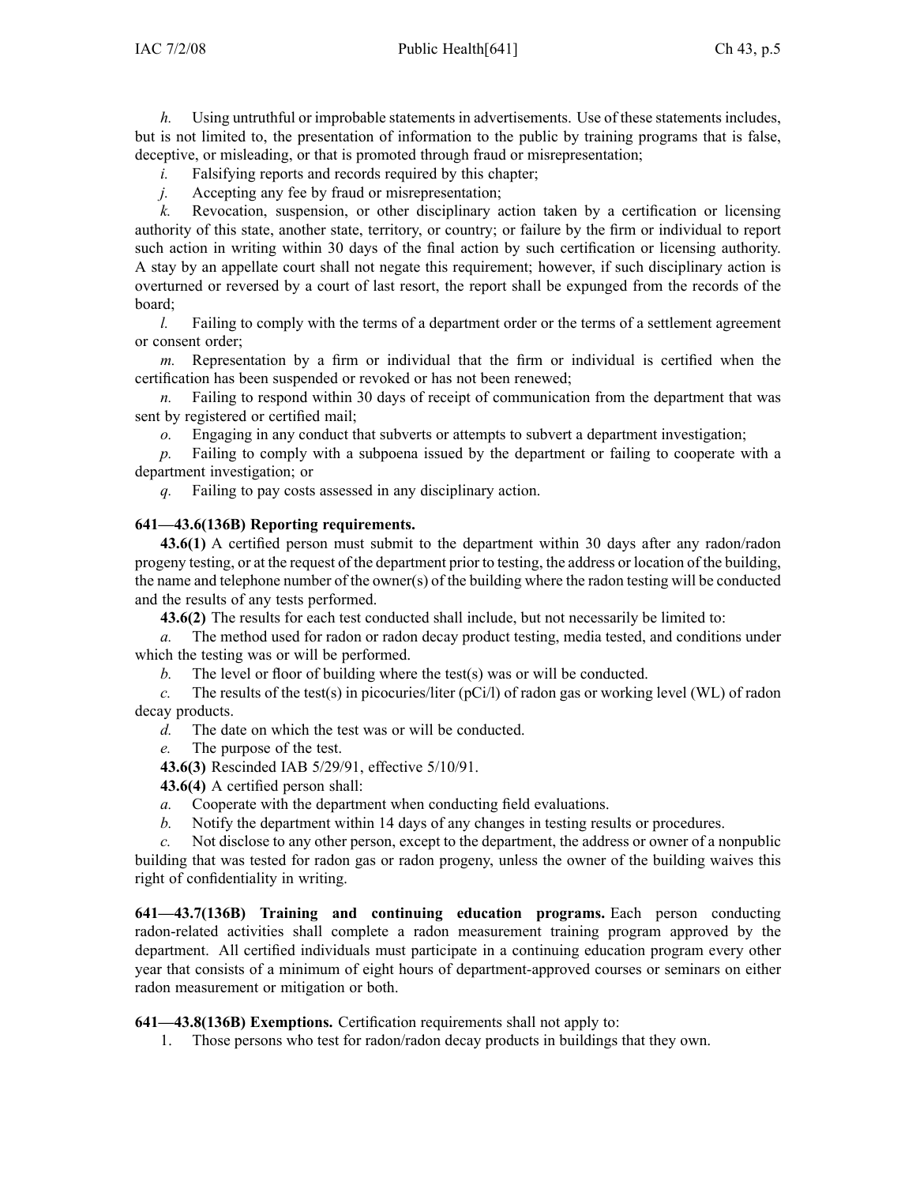*h.* Using untruthful or improbable statements in advertisements. Use of these statements includes, but is not limited to, the presentation of information to the public by training programs that is false, deceptive, or misleading, or that is promoted through fraud or misrepresentation;

*i.* Falsifying reports and records required by this chapter;

*j.* Accepting any fee by fraud or misrepresentation;

*k.* Revocation, suspension, or other disciplinary action taken by a certification or licensing authority of this state, another state, territory, or country; or failure by the firm or individual to report such action in writing within 30 days of the final action by such certification or licensing authority. A stay by an appellate court shall not negate this requirement; however, if such disciplinary action is overturned or reversed by a court of last resort, the report shall be expunged from the records of the board;

*l.* Failing to comply with the terms of a department order or the terms of a settlement agreement or consent order;

*m.* Representation by a firm or individual that the firm or individual is certified when the certification has been suspended or revoked or has not been renewed;

*n.* Failing to respond within 30 days of receipt of communication from the department that was sent by registered or certified mail;

*o.* Engaging in any conduct that subverts or attempts to subvert a department investigation;

*p.* Failing to comply with a subpoena issued by the department or failing to cooperate with a department investigation; or

*q.* Failing to pay costs assessed in any disciplinary action.

**641—43.6(136B) Reporting requirements.**

**43.6(1)** A certified person must submit to the department within 30 days after any radon/radon progeny testing, or at the request of the department prior to testing, the address or location of the building, the name and telephone number of the owner(s) of the building where the radon testing will be conducted and the results of any tests performed.

**43.6(2)** The results for each test conducted shall include, but not necessarily be limited to:

*a.* The method used for radon or radon decay product testing, media tested, and conditions under which the testing was or will be performed.

*b.* The level or floor of building where the test(s) was or will be conducted.

*c.* The results of the test(s) in picocuries/liter (pCi/l) of radon gas or working level (WL) of radon decay products.

*d.* The date on which the test was or will be conducted.

*e.* The purpose of the test.

**43.6(3)** Rescinded IAB 5/29/91, effective 5/10/91.

**43.6(4)** A certified person shall:

*a.* Cooperate with the department when conducting field evaluations.

*b.* Notify the department within 14 days of any changes in testing results or procedures.

*c.* Not disclose to any other person, except to the department, the address or owner of a nonpublic building that was tested for radon gas or radon progeny, unless the owner of the building waives this right of confidentiality in writing.

**641—43.7(136B) Training and continuing education programs.** Each person conducting radon-related activities shall complete a radon measurement training program approved by the department. All certified individuals must participate in a continuing education program every other year that consists of a minimum of eight hours of department-approved courses or seminars on either radon measurement or mitigation or both.

**641—43.8(136B) Exemptions.** Certification requirements shall not apply to:

1. Those persons who test for radon/radon decay products in buildings that they own.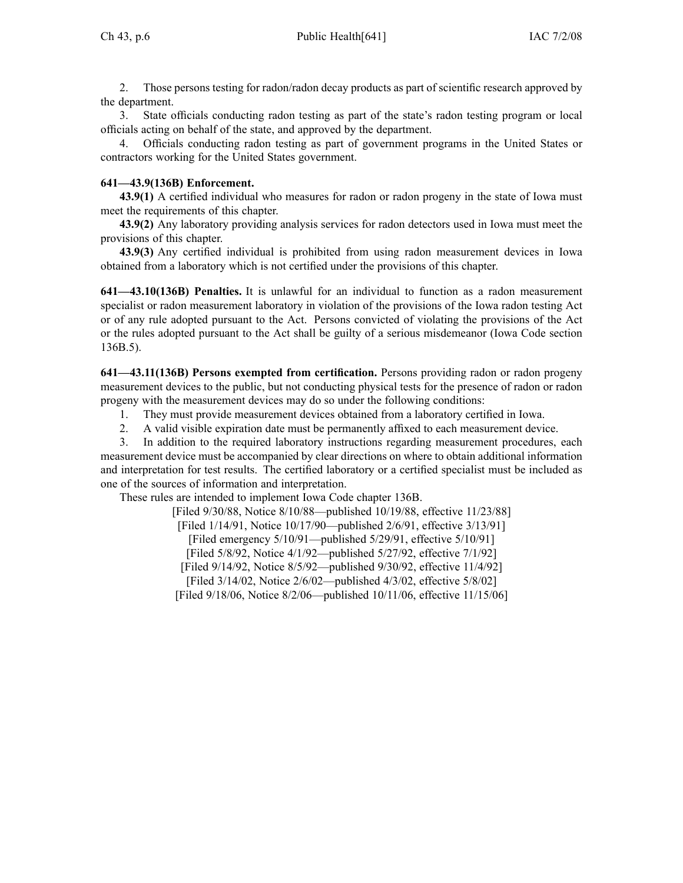2. Those persons testing for radon/radon decay products as part of scientific research approved by the department.

3. State officials conducting radon testing as part of the state's radon testing program or local officials acting on behalf of the state, and approved by the department.

4. Officials conducting radon testing as part of government programs in the United States or contractors working for the United States government.

**641—43.9(136B) Enforcement.**

**43.9(1)** A certified individual who measures for radon or radon progeny in the state of Iowa must meet the requirements of this chapter.

**43.9(2)** Any laboratory providing analysis services for radon detectors used in Iowa must meet the provisions of this chapter.

**43.9(3)** Any certified individual is prohibited from using radon measurement devices in Iowa obtained from a laboratory which is not certified under the provisions of this chapter.

**641—43.10(136B) Penalties.** It is unlawful for an individual to function as a radon measurement specialist or radon measurement laboratory in violation of the provisions of the Iowa radon testing Act or of any rule adopted pursuant to the Act. Persons convicted of violating the provisions of the Act or the rules adopted pursuant to the Act shall be guilty of a serious misdemeanor (Iowa Code section 136B.5).

**641—43.11(136B) Persons exempted from certification.** Persons providing radon or radon progeny measurement devices to the public, but not conducting physical tests for the presence of radon or radon progeny with the measurement devices may do so under the following conditions:

1. They must provide measurement devices obtained from a laboratory certified in Iowa.

2. A valid visible expiration date must be permanently affixed to each measurement device.

3. In addition to the required laboratory instructions regarding measurement procedures, each measurement device must be accompanied by clear directions on where to obtain additional information and interpretation for test results. The certified laboratory or a certified specialist must be included as one of the sources of information and interpretation.

These rules are intended to implement Iowa Code chapter 136B.

[Filed 9/30/88, Notice 8/10/88—published 10/19/88, effective 11/23/88]
[Filed 1/14/91, Notice 10/17/90—published 2/6/91, effective 3/13/91]
[Filed emergency 5/10/91—published 5/29/91, effective 5/10/91]
[Filed 5/8/92, Notice 4/1/92—published 5/27/92, effective 7/1/92]
[Filed 9/14/92, Notice 8/5/92—published 9/30/92, effective 11/4/92]
[Filed 3/14/02, Notice 2/6/02—published 4/3/02, effective 5/8/02]
[Filed 9/18/06, Notice 8/2/06—published 10/11/06, effective 11/15/06]